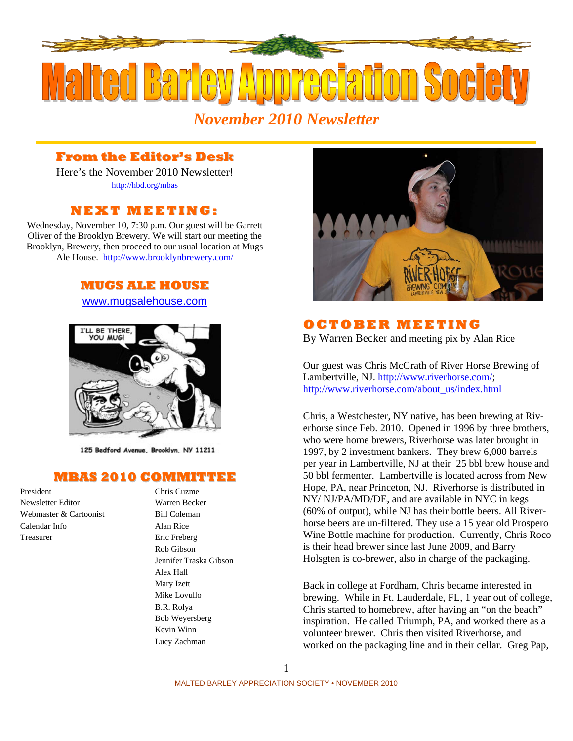# Malted Barley Appreciation Society

*November 2010 Newsletter*

## From the Editor's Desk

Here's the November 2010 Newsletter!
http://hbd.org/mbas

## NEXT MEETING:

Wednesday, November 10, 7:30 p.m. Our guest will be Garrett Oliver of the Brooklyn Brewery. We will start our meeting the Brooklyn, Brewery, then proceed to our usual location at Mugs Ale House. http://www.brooklynbrewery.com/

## MUGS ALE HOUSE

www.mugsalehouse.com

125 Bedford Avenue, Brooklyn, NY 11211

## MBAS 2010 COMMITTEE

| | |
|---|---|
| President | Chris Cuzme |
| Newsletter Editor | Warren Becker |
| Webmaster & Cartoonist | Bill Coleman |
| Calendar Info | Alan Rice |
| Treasurer | Eric Freberg |
| | Rob Gibson |
| | Jennifer Traska Gibson |
| | Alex Hall |
| | Mary Izett |
| | Mike Lovullo |
| | B.R. Rolya |
| | Bob Weyersberg |
| | Kevin Winn |
| | Lucy Zachman |

## OCTOBER MEETING

By Warren Becker and meeting pix by Alan Rice

Our guest was Chris McGrath of River Horse Brewing of Lambertville, NJ. http://www.riverhorse.com/; http://www.riverhorse.com/about_us/index.html

Chris, a Westchester, NY native, has been brewing at Riverhorse since Feb. 2010. Opened in 1996 by three brothers, who were home brewers, Riverhorse was later brought in 1997, by 2 investment bankers. They brew 6,000 barrels per year in Lambertville, NJ at their 25 bbl brew house and 50 bbl fermenter. Lambertville is located across from New Hope, PA, near Princeton, NJ. Riverhorse is distributed in NY/ NJ/PA/MD/DE, and are available in NYC in kegs (60% of output), while NJ has their bottle beers. All Riverhorse beers are un-filtered. They use a 15 year old Prospero Wine Bottle machine for production. Currently, Chris Roco is their head brewer since last June 2009, and Barry Holsgten is co-brewer, also in charge of the packaging.

Back in college at Fordham, Chris became interested in brewing. While in Ft. Lauderdale, FL, 1 year out of college, Chris started to homebrew, after having an "on the beach" inspiration. He called Triumph, PA, and worked there as a volunteer brewer. Chris then visited Riverhorse, and worked on the packaging line and in their cellar. Greg Pap,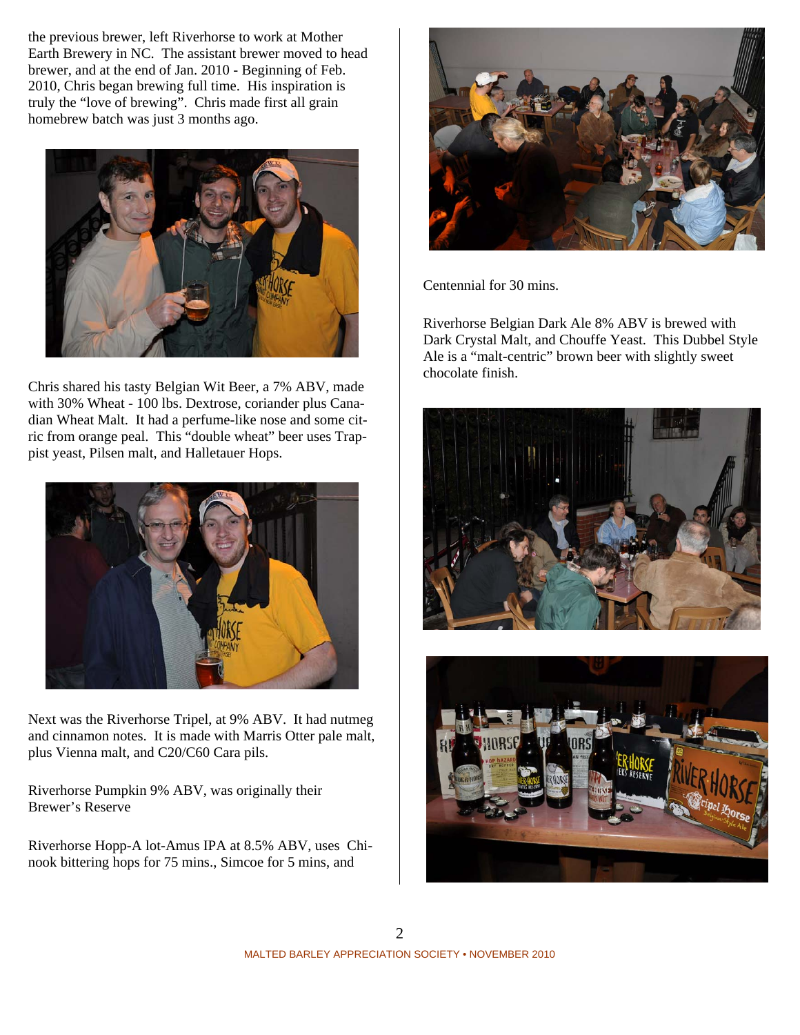the previous brewer, left Riverhorse to work at Mother Earth Brewery in NC. The assistant brewer moved to head brewer, and at the end of Jan. 2010 - Beginning of Feb. 2010, Chris began brewing full time. His inspiration is truly the "love of brewing". Chris made first all grain homebrew batch was just 3 months ago.

Chris shared his tasty Belgian Wit Beer, a 7% ABV, made with 30% Wheat - 100 lbs. Dextrose, coriander plus Canadian Wheat Malt. It had a perfume-like nose and some citric from orange peal. This "double wheat" beer uses Trappist yeast, Pilsen malt, and Halletauer Hops.

Next was the Riverhorse Tripel, at 9% ABV. It had nutmeg and cinnamon notes. It is made with Marris Otter pale malt, plus Vienna malt, and C20/C60 Cara pils.

Riverhorse Pumpkin 9% ABV, was originally their Brewer's Reserve

Riverhorse Hopp-A lot-Amus IPA at 8.5% ABV, uses Chinook bittering hops for 75 mins., Simcoe for 5 mins, and Centennial for 30 mins.

Riverhorse Belgian Dark Ale 8% ABV is brewed with Dark Crystal Malt, and Chouffe Yeast. This Dubbel Style Ale is a "malt-centric" brown beer with slightly sweet chocolate finish.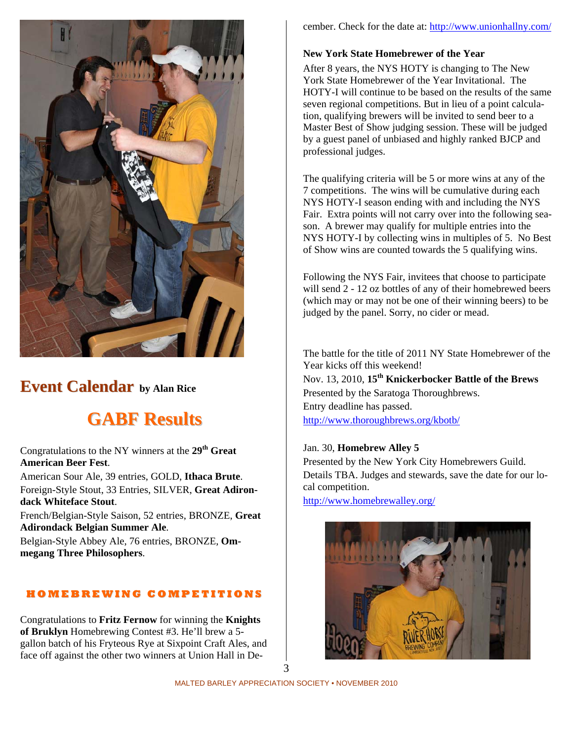## Event Calendar by Alan Rice

## GABF Results

Congratulations to the NY winners at the 29th **Great American Beer Fest**.

American Sour Ale, 39 entries, GOLD, **Ithaca Brute**.

Foreign-Style Stout, 33 Entries, SILVER, **Great Adirondack Whiteface Stout**.

French/Belgian-Style Saison, 52 entries, BRONZE, **Great Adirondack Belgian Summer Ale**.

Belgian-Style Abbey Ale, 76 entries, BRONZE, **Ommegang Three Philosophers**.

### HOMEBREWING COMPETITIONS

Congratulations to **Fritz Fernow** for winning the **Knights of Bruklyn** Homebrewing Contest #3. He'll brew a 5-gallon batch of his Fryteous Rye at Sixpoint Craft Ales, and face off against the other two winners at Union Hall in December. Check for the date at: http://www.unionhallny.com/

**New York State Homebrewer of the Year**

After 8 years, the NYS HOTY is changing to The New York State Homebrewer of the Year Invitational. The HOTY-I will continue to be based on the results of the same seven regional competitions. But in lieu of a point calculation, qualifying brewers will be invited to send beer to a Master Best of Show judging session. These will be judged by a guest panel of unbiased and highly ranked BJCP and professional judges.

The qualifying criteria will be 5 or more wins at any of the 7 competitions. The wins will be cumulative during each NYS HOTY-I season ending with and including the NYS Fair. Extra points will not carry over into the following season. A brewer may qualify for multiple entries into the NYS HOTY-I by collecting wins in multiples of 5. No Best of Show wins are counted towards the 5 qualifying wins.

Following the NYS Fair, invitees that choose to participate will send 2 - 12 oz bottles of any of their homebrewed beers (which may or may not be one of their winning beers) to be judged by the panel. Sorry, no cider or mead.

The battle for the title of 2011 NY State Homebrewer of the Year kicks off this weekend!

Nov. 13, 2010, **15th Knickerbocker Battle of the Brews**
Presented by the Saratoga Thoroughbrews.
Entry deadline has passed.
http://www.thoroughbrews.org/kbotb/

Jan. 30, **Homebrew Alley 5**
Presented by the New York City Homebrewers Guild.
Details TBA. Judges and stewards, save the date for our local competition.
http://www.homebrewalley.org/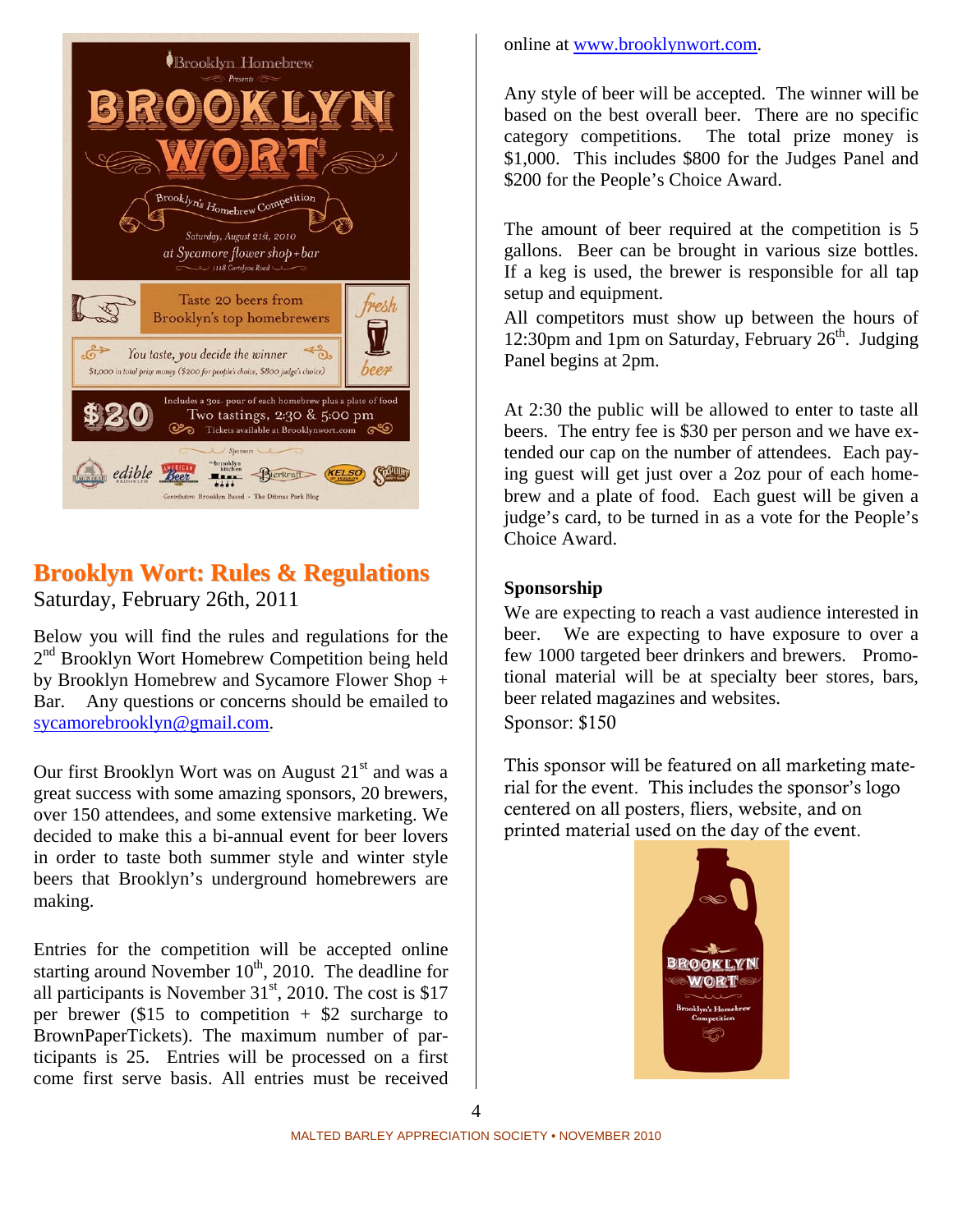## Brooklyn Wort: Rules & Regulations

Saturday, February 26th, 2011

Below you will find the rules and regulations for the 2nd Brooklyn Wort Homebrew Competition being held by Brooklyn Homebrew and Sycamore Flower Shop + Bar. Any questions or concerns should be emailed to sycamorebrooklyn@gmail.com.

Our first Brooklyn Wort was on August 21st and was a great success with some amazing sponsors, 20 brewers, over 150 attendees, and some extensive marketing. We decided to make this a bi-annual event for beer lovers in order to taste both summer style and winter style beers that Brooklyn's underground homebrewers are making.

Entries for the competition will be accepted online starting November 10th, 2010. The deadline for all participants is November 31st, 2010. The cost is $17 per brewer ($15 to competition + $2 surcharge to BrownPaperTickets). The maximum number of participants is 25. Entries will be processed on a first come first serve basis. All entries must be received online at www.brooklynwort.com.

Any style of beer will be accepted. The winner will be based on the best overall beer. There are no specific category competitions. The total prize money is $1,000. This includes $800 for the Judges Panel and $200 for the People's Choice Award.

The amount of beer required at the competition is 5 gallons. Beer can be brought in various size bottles. If a keg is used, the brewer is responsible for all tap setup and equipment.

All competitors must show up between the hours of 12:30pm and 1pm on Saturday, February 26th. Judging Panel begins at 2pm.

At 2:30 the public will be allowed to enter to taste all beers. The entry fee is $30 per person and we have extended our cap on the number of attendees. Each paying guest will get just over a 2oz pour of each homebrew and a plate of food. Each guest will be given a judge's card, to be turned in as a vote for the People's Choice Award.

**Sponsorship**

We are expecting to reach a vast audience interested in beer. We are expecting to have exposure to over a few 1000 targeted beer drinkers and brewers. Promotional material will be at specialty beer stores, bars, beer related magazines and websites.

Sponsor: $150

This sponsor will be featured on all marketing material for the event. This includes the sponsor's logo centered on all posters, fliers, website, and on printed material used on the day of the event.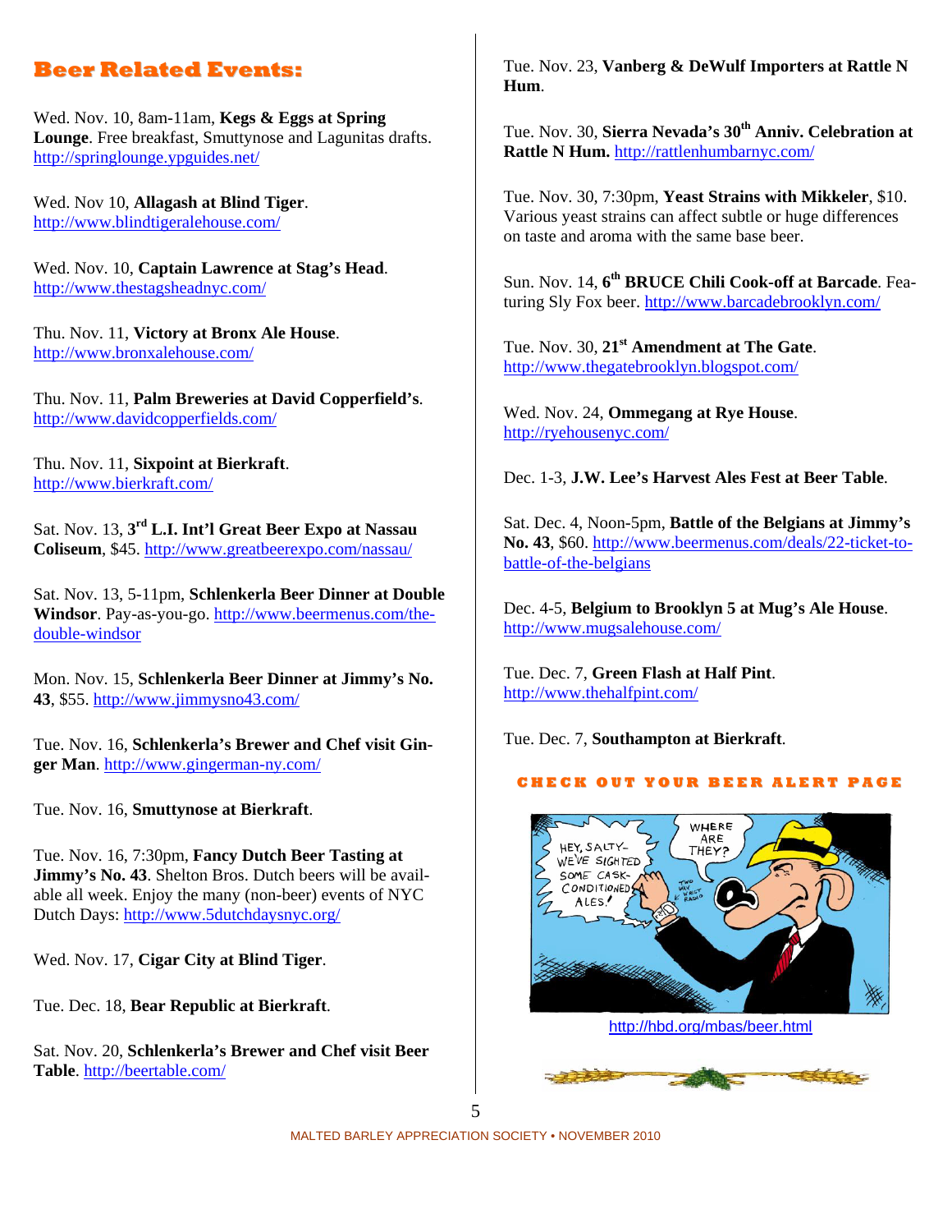## Beer Related Events:

Wed. Nov. 10, 8am-11am, **Kegs & Eggs at Spring Lounge**. Free breakfast, Smuttynose and Lagunitas drafts. http://springlounge.ypguides.net/

Wed. Nov 10, **Allagash at Blind Tiger**. http://www.blindtigeralehouse.com/

Wed. Nov. 10, **Captain Lawrence at Stag's Head**. http://www.thestagsheadnyc.com/

Thu. Nov. 11, **Victory at Bronx Ale House**. http://www.bronxalehouse.com/

Thu. Nov. 11, **Palm Breweries at David Copperfield's**. http://www.davidcopperfields.com/

Thu. Nov. 11, **Sixpoint at Bierkraft**. http://www.bierkraft.com/

Sat. Nov. 13, **3rd L.I. Int'l Great Beer Expo at Nassau Coliseum**, $45. http://www.greatbeerexpo.com/nassau/

Sat. Nov. 13, 5-11pm, **Schlenkerla Beer Dinner at Double Windsor**. Pay-as-you-go. http://www.beermenus.com/the-double-windsor

Mon. Nov. 15, **Schlenkerla Beer Dinner at Jimmy's No. 43**, $55. http://www.jimmysno43.com/

Tue. Nov. 16, **Schlenkerla's Brewer and Chef visit Ginger Man**. http://www.gingerman-ny.com/

Tue. Nov. 16, **Smuttynose at Bierkraft**.

Tue. Nov. 16, 7:30pm, **Fancy Dutch Beer Tasting at Jimmy's No. 43**. Shelton Bros. Dutch beers will be available all week. Enjoy the many (non-beer) events of NYC Dutch Days: http://www.5dutchdaysnyc.org/

Wed. Nov. 17, **Cigar City at Blind Tiger**.

Tue. Dec. 18, **Bear Republic at Bierkraft**.

Sat. Nov. 20, **Schlenkerla's Brewer and Chef visit Beer Table**. http://beertable.com/

Tue. Nov. 23, **Vanberg & DeWulf Importers at Rattle N Hum**.

Tue. Nov. 30, **Sierra Nevada's 30th Anniv. Celebration at Rattle N Hum.** http://rattlenhumbarnyc.com/

Tue. Nov. 30, 7:30pm, **Yeast Strains with Mikkeler**, $10. Various yeast strains can affect subtle or huge differences on taste and aroma with the same base beer.

Sun. Nov. 14, **6th BRUCE Chili Cook-off at Barcade**. Featuring Sly Fox beer. http://www.barcadebrooklyn.com/

Tue. Nov. 30, **21st Amendment at The Gate**. http://www.thegatebrooklyn.blogspot.com/

Wed. Nov. 24, **Ommegang at Rye House**. http://ryehousenyc.com/

Dec. 1-3, **J.W. Lee's Harvest Ales Fest at Beer Table**.

Sat. Dec. 4, Noon-5pm, **Battle of the Belgians at Jimmy's No. 43**, $60. http://www.beermenus.com/deals/22-ticket-to-battle-of-the-belgians

Dec. 4-5, **Belgium to Brooklyn 5 at Mug's Ale House**. http://www.mugsalehouse.com/

Tue. Dec. 7, **Green Flash at Half Pint**. http://www.thehalfpint.com/

Tue. Dec. 7, **Southampton at Bierkraft**.

**CHECK OUT YOUR BEER ALERT PAGE**

http://hbd.org/mbas/beer.html